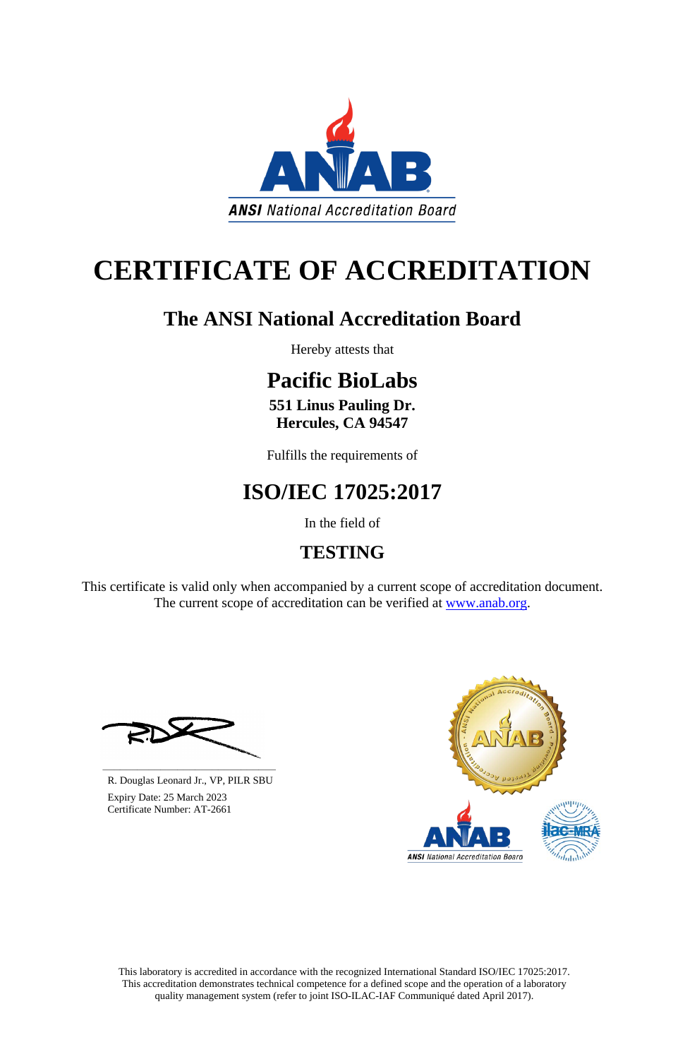ANSI National Accreditation Board

# CERTIFICATE OF ACCREDITATION

## The ANSI National Accreditation Board

Hereby attests that

## Pacific BioLabs

**551 Linus Pauling Dr.**
**Hercules, CA 94547**

Fulfills the requirements of

## ISO/IEC 17025:2017

In the field of

## TESTING

This certificate is valid only when accompanied by a current scope of accreditation document.
The current scope of accreditation can be verified at www.anab.org.

R. Douglas Leonard Jr., VP, PILR SBU
Expiry Date: 25 March 2023
Certificate Number: AT-2661

This laboratory is accredited in accordance with the recognized International Standard ISO/IEC 17025:2017.
This accreditation demonstrates technical competence for a defined scope and the operation of a laboratory quality management system (refer to joint ISO-ILAC-IAF Communiqué dated April 2017).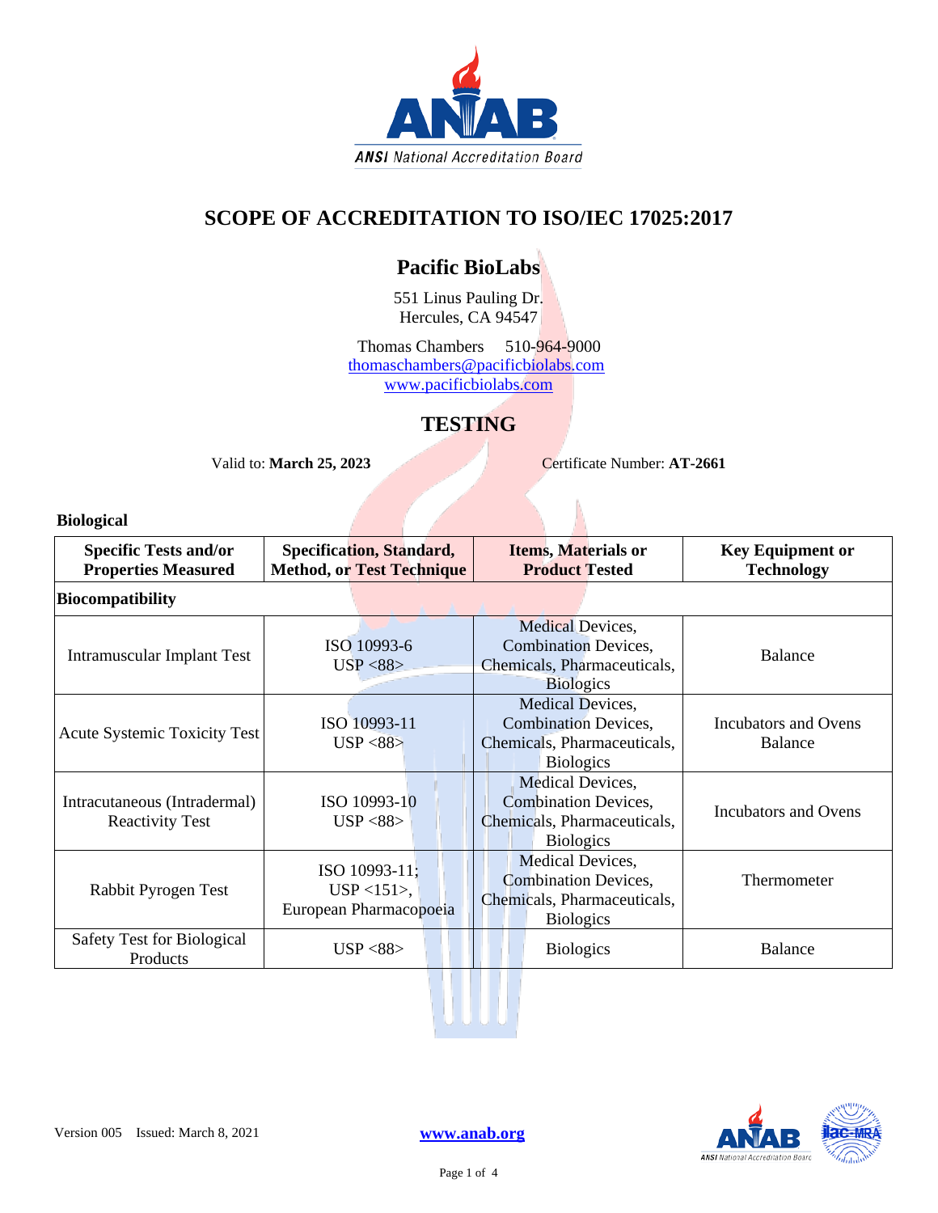# SCOPE OF ACCREDITATION TO ISO/IEC 17025:2017

## Pacific BioLabs

551 Linus Pauling Dr.
Hercules, CA 94547

Thomas Chambers  510-964-9000
thomaschambers@pacificbiolabs.com
www.pacificbiolabs.com

## TESTING

Valid to: **March 25, 2023**  Certificate Number: **AT-2661**

### Biological

| Specific Tests and/or Properties Measured | Specification, Standard, Method, or Test Technique | Items, Materials or Product Tested | Key Equipment or Technology |
|---|---|---|---|
| **Biocompatibility** | | | |
| Intramuscular Implant Test | ISO 10993-6<br>USP <88> | Medical Devices, Combination Devices, Chemicals, Pharmaceuticals, Biologics | Balance |
| Acute Systemic Toxicity Test | ISO 10993-11<br>USP <88> | Medical Devices, Combination Devices, Chemicals, Pharmaceuticals, Biologics | Incubators and Ovens<br>Balance |
| Intracutaneous (Intradermal) Reactivity Test | ISO 10993-10<br>USP <88> | Medical Devices, Combination Devices, Chemicals, Pharmaceuticals, Biologics | Incubators and Ovens |
| Rabbit Pyrogen Test | ISO 10993-11;<br>USP <151>,<br>European Pharmacopoeia | Medical Devices, Combination Devices, Chemicals, Pharmaceuticals, Biologics | Thermometer |
| Safety Test for Biological Products | USP <88> | Biologics | Balance |

Version 005  Issued: March 8, 2021  www.anab.org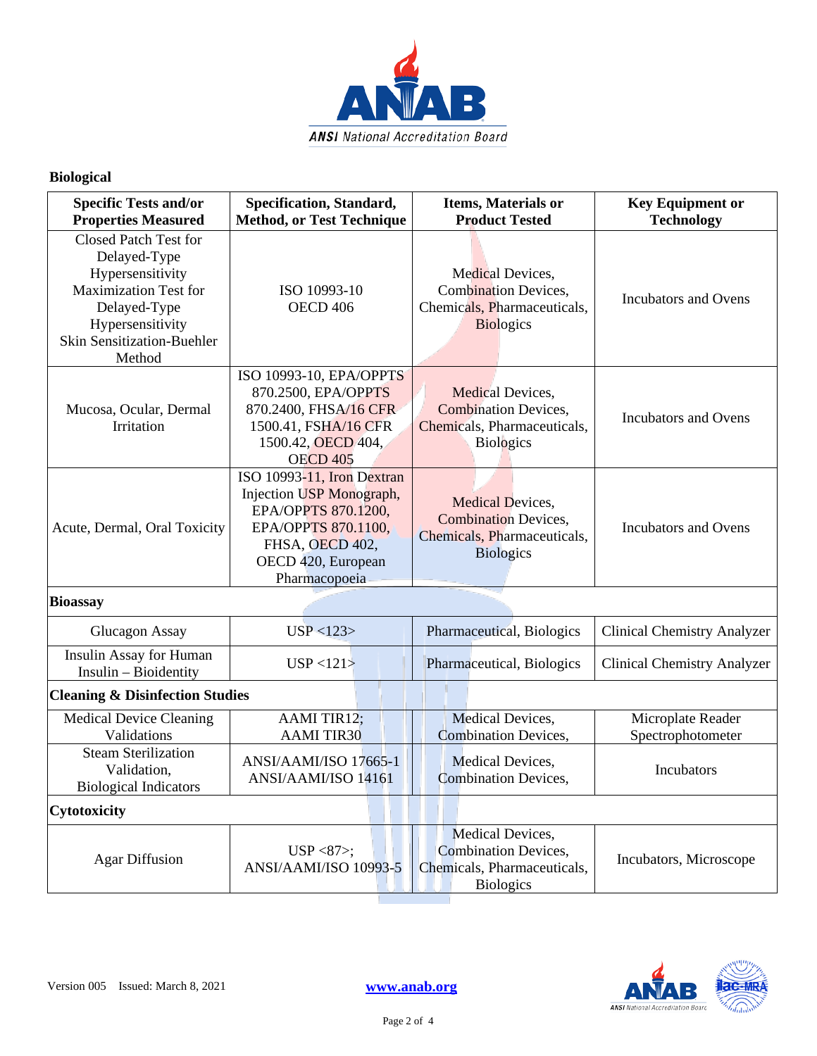**Biological**

| Specific Tests and/or Properties Measured | Specification, Standard, Method, or Test Technique | Items, Materials or Product Tested | Key Equipment or Technology |
|---|---|---|---|
| Closed Patch Test for Delayed-Type Hypersensitivity<br>Maximization Test for Delayed-Type Hypersensitivity<br>Skin Sensitization-Buehler Method | ISO 10993-10<br>OECD 406 | Medical Devices, Combination Devices, Chemicals, Pharmaceuticals, Biologics | Incubators and Ovens |
| Mucosa, Ocular, Dermal Irritation | ISO 10993-10, EPA/OPPTS 870.2500, EPA/OPPTS 870.2400, FHSA/16 CFR 1500.41, FSHA/16 CFR 1500.42, OECD 404, OECD 405 | Medical Devices, Combination Devices, Chemicals, Pharmaceuticals, Biologics | Incubators and Ovens |
| Acute, Dermal, Oral Toxicity | ISO 10993-11, Iron Dextran Injection USP Monograph, EPA/OPPTS 870.1200, EPA/OPPTS 870.1100, FHSA, OECD 402, OECD 420, European Pharmacopoeia | Medical Devices, Combination Devices, Chemicals, Pharmaceuticals, Biologics | Incubators and Ovens |
| **Bioassay** | | | |
| Glucagon Assay | USP <123> | Pharmaceutical, Biologics | Clinical Chemistry Analyzer |
| Insulin Assay for Human Insulin – Bioidentity | USP <121> | Pharmaceutical, Biologics | Clinical Chemistry Analyzer |
| **Cleaning & Disinfection Studies** | | | |
| Medical Device Cleaning Validations | AAMI TIR12;<br>AAMI TIR30 | Medical Devices, Combination Devices, | Microplate Reader Spectrophotometer |
| Steam Sterilization Validation, Biological Indicators | ANSI/AAMI/ISO 17665-1<br>ANSI/AAMI/ISO 14161 | Medical Devices, Combination Devices, | Incubators |
| **Cytotoxicity** | | | |
| Agar Diffusion | USP <87>;<br>ANSI/AAMI/ISO 10993-5 | Medical Devices, Combination Devices, Chemicals, Pharmaceuticals, Biologics | Incubators, Microscope |

Version 005 Issued: March 8, 2021

www.anab.org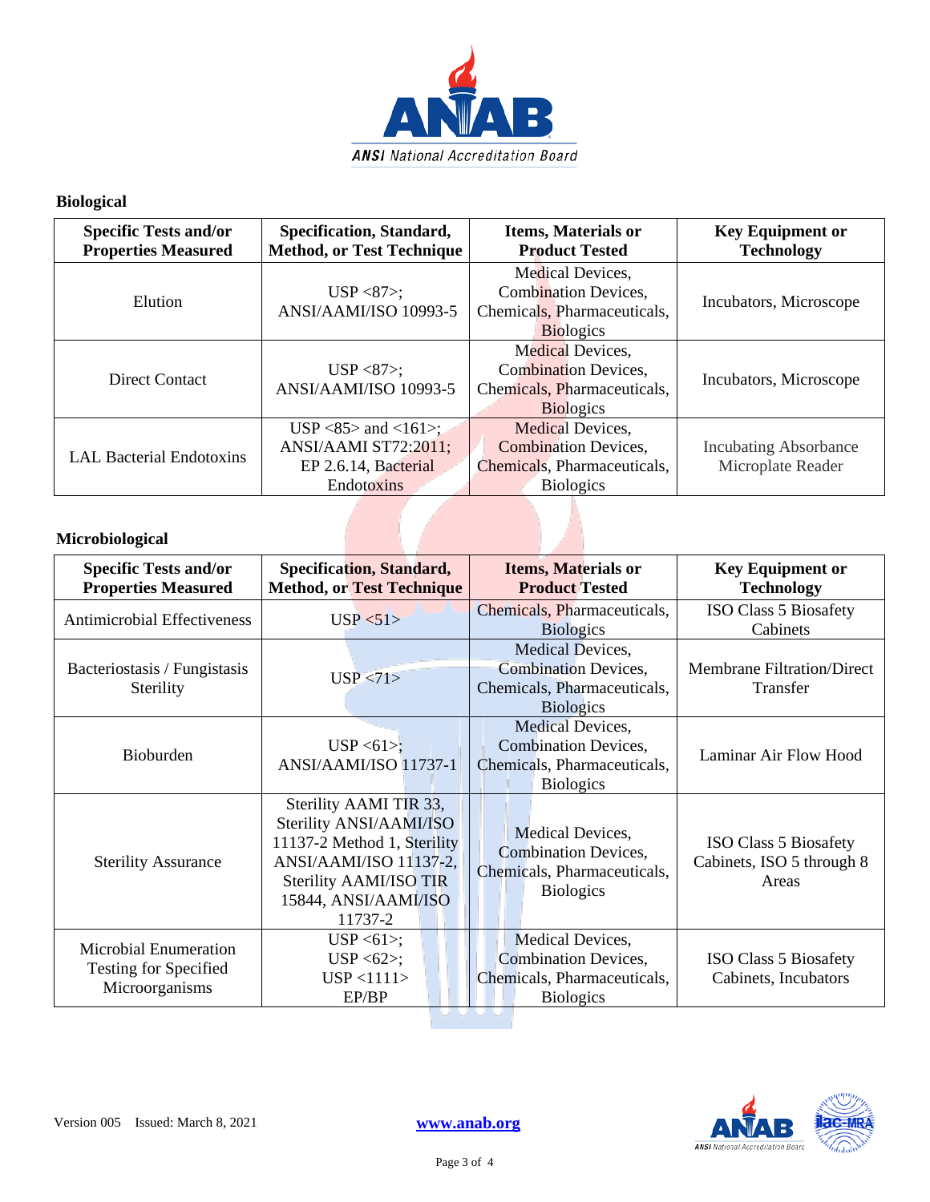**Biological**

| Specific Tests and/or Properties Measured | Specification, Standard, Method, or Test Technique | Items, Materials or Product Tested | Key Equipment or Technology |
|---|---|---|---|
| Elution | USP <87>; ANSI/AAMI/ISO 10993-5 | Medical Devices, Combination Devices, Chemicals, Pharmaceuticals, Biologics | Incubators, Microscope |
| Direct Contact | USP <87>; ANSI/AAMI/ISO 10993-5 | Medical Devices, Combination Devices, Chemicals, Pharmaceuticals, Biologics | Incubators, Microscope |
| LAL Bacterial Endotoxins | USP <85> and <161>; ANSI/AAMI ST72:2011; EP 2.6.14, Bacterial Endotoxins | Medical Devices, Combination Devices, Chemicals, Pharmaceuticals, Biologics | Incubating Absorbance Microplate Reader |

**Microbiological**

| Specific Tests and/or Properties Measured | Specification, Standard, Method, or Test Technique | Items, Materials or Product Tested | Key Equipment or Technology |
|---|---|---|---|
| Antimicrobial Effectiveness | USP <51> | Chemicals, Pharmaceuticals, Biologics | ISO Class 5 Biosafety Cabinets |
| Bacteriostasis / Fungistasis Sterility | USP <71> | Medical Devices, Combination Devices, Chemicals, Pharmaceuticals, Biologics | Membrane Filtration/Direct Transfer |
| Bioburden | USP <61>; ANSI/AAMI/ISO 11737-1 | Medical Devices, Combination Devices, Chemicals, Pharmaceuticals, Biologics | Laminar Air Flow Hood |
| Sterility Assurance | Sterility AAMI TIR 33, Sterility ANSI/AAMI/ISO 11137-2 Method 1, Sterility ANSI/AAMI/ISO 11137-2, Sterility AAMI/ISO TIR 15844, ANSI/AAMI/ISO 11737-2 | Medical Devices, Combination Devices, Chemicals, Pharmaceuticals, Biologics | ISO Class 5 Biosafety Cabinets, ISO 5 through 8 Areas |
| Microbial Enumeration Testing for Specified Microorganisms | USP <61>; USP <62>; USP <1111> EP/BP | Medical Devices, Combination Devices, Chemicals, Pharmaceuticals, Biologics | ISO Class 5 Biosafety Cabinets, Incubators |

Version 005 Issued: March 8, 2021 **www.anab.org**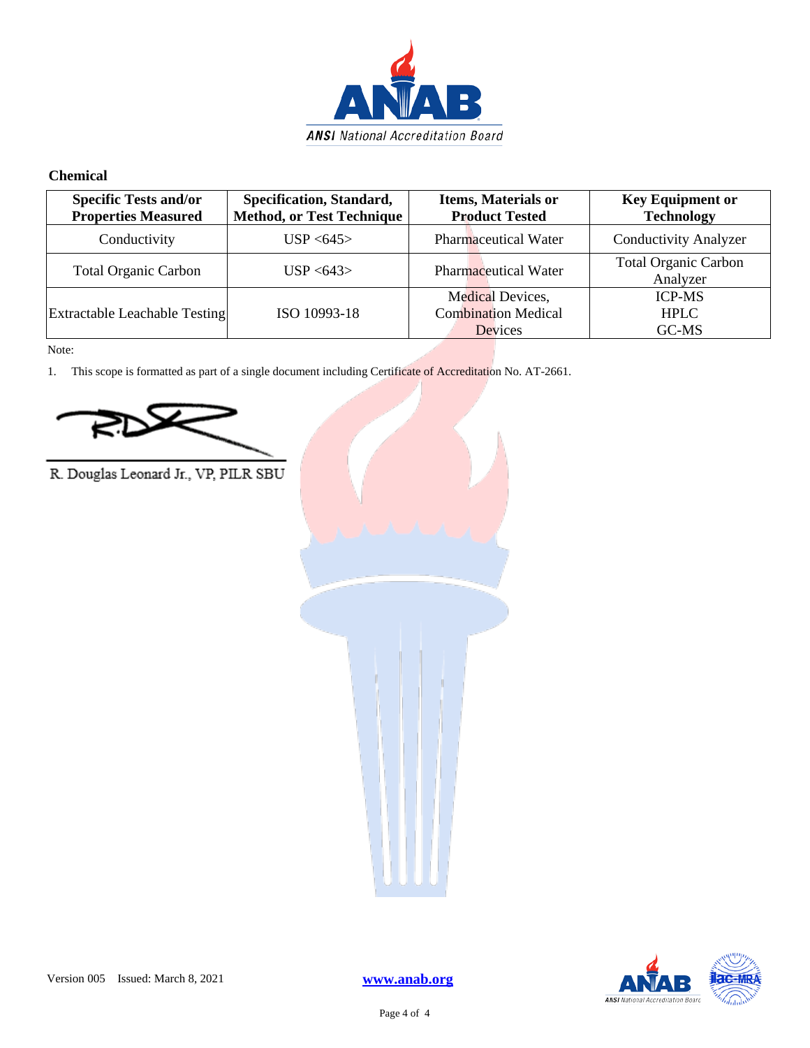**Chemical**

| Specific Tests and/or Properties Measured | Specification, Standard, Method, or Test Technique | Items, Materials or Product Tested | Key Equipment or Technology |
|---|---|---|---|
| Conductivity | USP <645> | Pharmaceutical Water | Conductivity Analyzer |
| Total Organic Carbon | USP <643> | Pharmaceutical Water | Total Organic Carbon Analyzer |
| Extractable Leachable Testing | ISO 10993-18 | Medical Devices, Combination Medical Devices | ICP-MS<br>HPLC<br>GC-MS |

Note:

1. This scope is formatted as part of a single document including Certificate of Accreditation No. AT-2661.

R. Douglas Leonard Jr., VP, PILR SBU

Version 005 Issued: March 8, 2021

www.anab.org